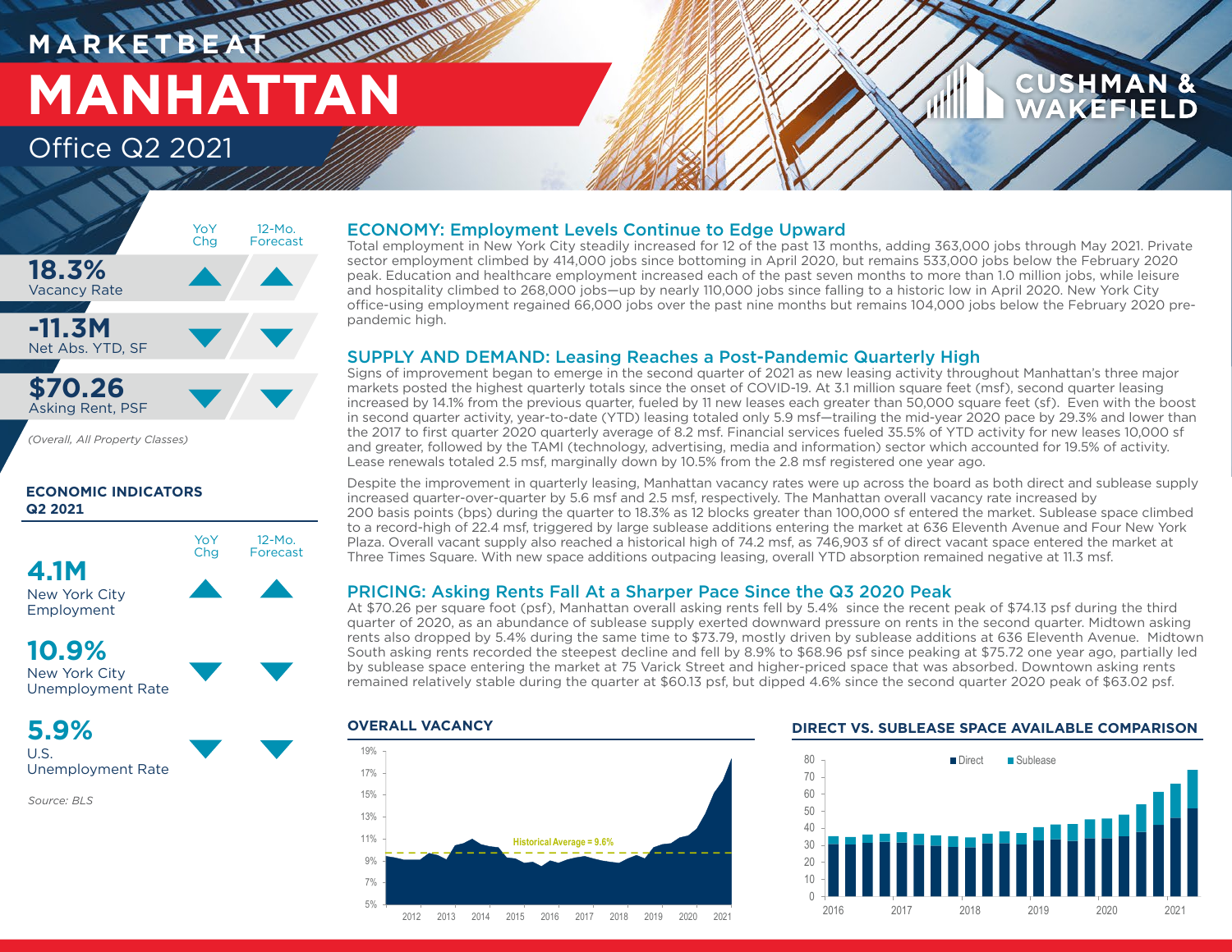# MARKETBEAT

# MANHATTAN

## Office Q2 2021

| | YoY Chg | 12-Mo. Forecast |
|---|---|---|
| **18.3%** Vacancy Rate | ▲ | ▲ |
| **-11.3M** Net Abs. YTD, SF | ▼ | ▼ |
| **$70.26** Asking Rent, PSF | ▼ | ▼ |

*(Overall, All Property Classes)*

### ECONOMIC INDICATORS Q2 2021

| | YoY Chg | 12-Mo. Forecast |
|---|---|---|
| **4.1M** New York City Employment | ▲ | ▲ |
| **10.9%** New York City Unemployment Rate | ▼ | ▼ |
| **5.9%** U.S. Unemployment Rate | ▼ | ▼ |

Source: BLS

## ECONOMY: Employment Levels Continue to Edge Upward

Total employment in New York City steadily increased for 12 of the past 13 months, adding 363,000 jobs through May 2021. Private sector employment climbed by 414,000 jobs since bottoming in April 2020, but remains 533,000 jobs below the February 2020 peak. Education and healthcare employment increased each of the past seven months to more than 1.0 million jobs, while leisure and hospitality climbed to 268,000 jobs—up by nearly 110,000 jobs since falling to a historic low in April 2020. New York City office-using employment regained 66,000 jobs over the past nine months but remains 104,000 jobs below the February 2020 pre-pandemic high.

## SUPPLY AND DEMAND: Leasing Reaches a Post-Pandemic Quarterly High

Signs of improvement began to emerge in the second quarter of 2021 as new leasing activity throughout Manhattan's three major markets posted the highest quarterly totals since the onset of COVID-19. At 3.1 million square feet (msf), second quarter leasing increased by 14.1% from the previous quarter, fueled by 11 new leases each greater than 50,000 square feet (sf). Even with the boost in second quarter activity, year-to-date (YTD) leasing totaled only 5.9 msf—trailing the mid-year 2020 pace by 29.3% and lower than the 2017 to first quarter 2020 quarterly average of 8.2 msf. Financial services fueled 35.5% of YTD activity for new leases 10,000 sf and greater, followed by the TAMI (technology, advertising, media and information) sector which accounted for 19.5% of activity. Lease renewals totaled 2.5 msf, marginally down by 10.5% from the 2.8 msf registered one year ago.

Despite the improvement in quarterly leasing, Manhattan vacancy rates were up across the board as both direct and sublease supply increased quarter-over-quarter by 5.6 msf and 2.5 msf, respectively. The Manhattan overall vacancy rate increased by 200 basis points (bps) during the quarter to 18.3% as 12 blocks greater than 100,000 sf entered the market. Sublease space climbed to a record-high of 22.4 msf, triggered by large sublease additions entering the market at 636 Eleventh Avenue and Four New York Plaza. Overall vacant supply also reached a historical high of 74.2 msf, as 746,903 sf of direct vacant space entered the market at Three Times Square. With new space additions outpacing leasing, overall YTD absorption remained negative at 11.3 msf.

## PRICING: Asking Rents Fall At a Sharper Pace Since the Q3 2020 Peak

At $70.26 per square foot (psf), Manhattan overall asking rents fell by 5.4% since the recent peak of $74.13 psf during the third quarter of 2020, as an abundance of sublease supply exerted downward pressure on rents in the second quarter. Midtown asking rents also dropped by 5.4% during the same time to $73.79, mostly driven by sublease additions at 636 Eleventh Avenue. Midtown South asking rents recorded the steepest decline and fell by 8.9% to $68.96 psf since peaking at $75.72 one year ago, partially led by sublease space entering the market at 75 Varick Street and higher-priced space that was absorbed. Downtown asking rents remained relatively stable during the quarter at $60.13 psf, but dipped 4.6% since the second quarter 2020 peak of $63.02 psf.

### OVERALL VACANCY

Historical Average = 9.6%

### DIRECT VS. SUBLEASE SPACE AVAILABLE COMPARISON

Direct | Sublease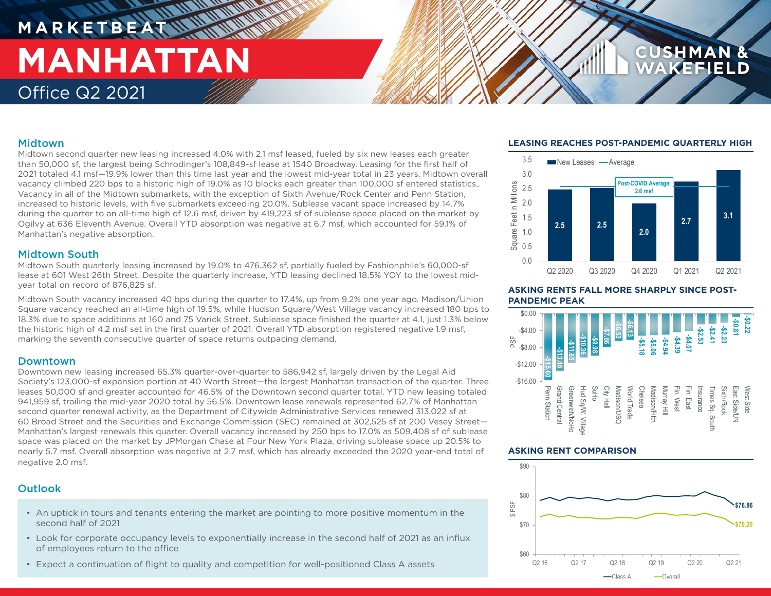# MARKETBEAT

# MANHATTAN

## Office Q2 2021

### Midtown

Midtown second quarter new leasing increased 4.0% with 2.1 msf leased, fueled by six new leases each greater than 50,000 sf, the largest being Schrodinger's 108,849-sf lease at 1540 Broadway. Leasing for the first half of 2021 totaled 4.1 msf—19.9% lower than this time last year and the lowest mid-year total in 23 years. Midtown overall vacancy climbed 220 bps to a historic high of 19.0% as 10 blocks each greater than 100,000 sf entered statistics,. Vacancy in all of the Midtown submarkets, with the exception of Sixth Avenue/Rock Center and Penn Station, increased to historic levels, with five submarkets exceeding 20.0%. Sublease vacant space increased by 14.7% during the quarter to an all-time high of 12.6 msf, driven by 419,223 sf of sublease space placed on the market by Ogilvy at 636 Eleventh Avenue. Overall YTD absorption was negative at 6.7 msf, which accounted for 59.1% of Manhattan's negative absorption.

### Midtown South

Midtown South quarterly leasing increased by 19.0% to 476,362 sf, partially fueled by Fashionphile's 60,000-sf lease at 601 West 26th Street. Despite the quarterly increase, YTD leasing declined 18.5% YOY to the lowest mid-year total on record of 876,825 sf.

Midtown South vacancy increased 40 bps during the quarter to 17.4%, up from 9.2% one year ago. Madison/Union Square vacancy reached an all-time high of 19.5%, while Hudson Square/West Village vacancy increased 180 bps to 18.3% due to space additions at 160 and 75 Varick Street. Sublease space finished the quarter at 4.1, just 1.3% below the historic high of 4.2 msf set in the first quarter of 2021. Overall YTD absorption registered negative 1.9 msf, marking the seventh consecutive quarter of space returns outpacing demand.

### Downtown

Downtown new leasing increased 65.3% quarter-over-quarter to 586,942 sf, largely driven by the Legal Aid Society's 123,000-sf expansion portion at 40 Worth Street—the largest Manhattan transaction of the quarter. Three leases 50,000 sf and greater accounted for 46.5% of the Downtown second quarter total. YTD new leasing totaled 941,959 sf, trailing the mid-year 2020 total by 56.5%. Downtown lease renewals represented 62.7% of Manhattan second quarter renewal activity, as the Department of Citywide Administrative Services renewed 313,022 sf at 60 Broad Street and the Securities and Exchange Commission (SEC) remained at 302,525 sf at 200 Vesey Street—Manhattan's largest renewals this quarter. Overall vacancy increased by 250 bps to 17.0% as 509,408 sf of sublease space was placed on the market by JPMorgan Chase at Four New York Plaza, driving sublease space up 20.5% to nearly 5.7 msf. Overall absorption was negative at 2.7 msf, which has already exceeded the 2020 year-end total of negative 2.0 msf.

### Outlook

- An uptick in tours and tenants entering the market are pointing to more positive momentum in the second half of 2021
- Look for corporate occupancy levels to exponentially increase in the second half of 2021 as an influx of employees return to the office
- Expect a continuation of flight to quality and competition for well-positioned Class A assets

### LEASING REACHES POST-PANDEMIC QUARTERLY HIGH

| Quarter | New Leases (msf) |
|---|---|
| Q2 2020 | 2.5 |
| Q3 2020 | 2.5 |
| Q4 2020 | 2.0 |
| Q1 2021 | 2.7 |
| Q2 2021 | 3.1 |

Post-COVID Average: 2.6 msf

### ASKING RENTS FALL MORE SHARPLY SINCE POST-PANDEMIC PEAK

| Submarket | Change (PSF) |
|---|---|
| Penn Station | -$15.60 |
| Grand Central | -$13.43 |
| Greenwich/NoHo | -$11.65 |
| Hud Sq/W. Village | -$10.36 |
| SoHo | -$9.98 |
| City Hall | -$7.86 |
| Madison/USQ | -$6.53 |
| World Trade | -$6.13 |
| Chelsea | -$5.18 |
| Madison/Fifth | -$5.06 |
| Murray Hill | -$4.94 |
| Fin. West | -$4.39 |
| Fin. East | -$4.07 |
| Insurance | -$2.53 |
| Times Sq. South | -$2.41 |
| Sixth/Rock | -$2.23 |
| East Side/UN | -$0.81 |
| West Side | -$0.22 |

### ASKING RENT COMPARISON

Class A: $76.86; Overall: $70.26 (Q2 21)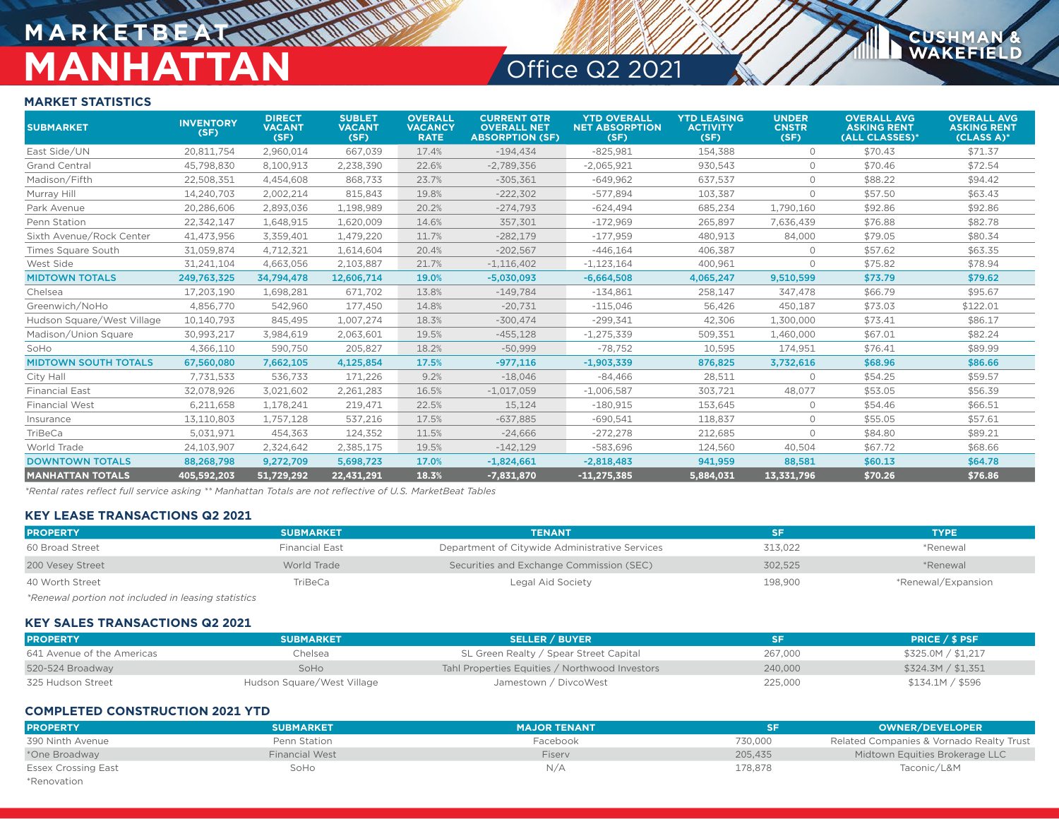# MARKETBEAT
# MANHATTAN
## Office Q2 2021

### MARKET STATISTICS

| SUBMARKET | INVENTORY (SF) | DIRECT VACANT (SF) | SUBLET VACANT (SF) | OVERALL VACANCY RATE | CURRENT QTR OVERALL NET ABSORPTION (SF) | YTD OVERALL NET ABSORPTION (SF) | YTD LEASING ACTIVITY (SF) | UNDER CNSTR (SF) | OVERALL AVG ASKING RENT (ALL CLASSES)* | OVERALL AVG ASKING RENT (CLASS A)* |
|---|---|---|---|---|---|---|---|---|---|---|
| East Side/UN | 20,811,754 | 2,960,014 | 667,039 | 17.4% | -194,434 | -825,981 | 154,388 | 0 | $70.43 | $71.37 |
| Grand Central | 45,798,830 | 8,100,913 | 2,238,390 | 22.6% | -2,789,356 | -2,065,921 | 930,543 | 0 | $70.46 | $72.54 |
| Madison/Fifth | 22,508,351 | 4,454,608 | 868,733 | 23.7% | -305,361 | -649,962 | 637,537 | 0 | $88.22 | $94.42 |
| Murray Hill | 14,240,703 | 2,002,214 | 815,843 | 19.8% | -222,302 | -577,894 | 103,387 | 0 | $57.50 | $63.43 |
| Park Avenue | 20,286,606 | 2,893,036 | 1,198,989 | 20.2% | -274,793 | -624,494 | 685,234 | 1,790,160 | $92.86 | $92.86 |
| Penn Station | 22,342,147 | 1,648,915 | 1,620,009 | 14.6% | 357,301 | -172,969 | 265,897 | 7,636,439 | $76.88 | $82.78 |
| Sixth Avenue/Rock Center | 41,473,956 | 3,359,401 | 1,479,220 | 11.7% | -282,179 | -177,959 | 480,913 | 84,000 | $79.05 | $80.34 |
| Times Square South | 31,059,874 | 4,712,321 | 1,614,604 | 20.4% | -202,567 | -446,164 | 406,387 | 0 | $57.62 | $63.35 |
| West Side | 31,241,104 | 4,663,056 | 2,103,887 | 21.7% | -1,116,402 | -1,123,164 | 400,961 | 0 | $75.82 | $78.94 |
| **MIDTOWN TOTALS** | **249,763,325** | **34,794,478** | **12,606,714** | **19.0%** | **-5,030,093** | **-6,664,508** | **4,065,247** | **9,510,599** | **$73.79** | **$79.62** |
| Chelsea | 17,203,190 | 1,698,281 | 671,702 | 13.8% | -149,784 | -134,861 | 258,147 | 347,478 | $66.79 | $95.67 |
| Greenwich/NoHo | 4,856,770 | 542,960 | 177,450 | 14.8% | -20,731 | -115,046 | 56,426 | 450,187 | $73.03 | $122.01 |
| Hudson Square/West Village | 10,140,793 | 845,495 | 1,007,274 | 18.3% | -300,474 | -299,341 | 42,306 | 1,300,000 | $73.41 | $86.17 |
| Madison/Union Square | 30,993,217 | 3,984,619 | 2,063,601 | 19.5% | -455,128 | -1,275,339 | 509,351 | 1,460,000 | $67.01 | $82.24 |
| SoHo | 4,366,110 | 590,750 | 205,827 | 18.2% | -50,999 | -78,752 | 10,595 | 174,951 | $76.41 | $89.99 |
| **MIDTOWN SOUTH TOTALS** | **67,560,080** | **7,662,105** | **4,125,854** | **17.5%** | **-977,116** | **-1,903,339** | **876,825** | **3,732,616** | **$68.96** | **$86.66** |
| City Hall | 7,731,533 | 536,733 | 171,226 | 9.2% | -18,046 | -84,466 | 28,511 | 0 | $54.25 | $59.57 |
| Financial East | 32,078,926 | 3,021,602 | 2,261,283 | 16.5% | -1,017,059 | -1,006,587 | 303,721 | 48,077 | $53.05 | $56.39 |
| Financial West | 6,211,658 | 1,178,241 | 219,471 | 22.5% | 15,124 | -180,915 | 153,645 | 0 | $54.46 | $66.51 |
| Insurance | 13,110,803 | 1,757,128 | 537,216 | 17.5% | -637,885 | -690,541 | 118,837 | 0 | $55.05 | $57.61 |
| TriBeCa | 5,031,971 | 454,363 | 124,352 | 11.5% | -24,666 | -272,278 | 212,685 | 0 | $84.80 | $89.21 |
| World Trade | 24,103,907 | 2,324,642 | 2,385,175 | 19.5% | -142,129 | -583,696 | 124,560 | 40,504 | $67.72 | $68.66 |
| **DOWNTOWN TOTALS** | **88,268,798** | **9,272,709** | **5,698,723** | **17.0%** | **-1,824,661** | **-2,818,483** | **941,959** | **88,581** | **$60.13** | **$64.78** |
| **MANHATTAN TOTALS** | **405,592,203** | **51,729,292** | **22,431,291** | **18.3%** | **-7,831,870** | **-11,275,385** | **5,884,031** | **13,331,796** | **$70.26** | **$76.86** |

*Rental rates reflect full service asking ** Manhattan Totals are not reflective of U.S. MarketBeat Tables

### KEY LEASE TRANSACTIONS Q2 2021

| PROPERTY | SUBMARKET | TENANT | SF | TYPE |
|---|---|---|---|---|
| 60 Broad Street | Financial East | Department of Citywide Administrative Services | 313,022 | *Renewal |
| 200 Vesey Street | World Trade | Securities and Exchange Commission (SEC) | 302,525 | *Renewal |
| 40 Worth Street | TriBeCa | Legal Aid Society | 198,900 | *Renewal/Expansion |

*Renewal portion not included in leasing statistics

### KEY SALES TRANSACTIONS Q2 2021

| PROPERTY | SUBMARKET | SELLER / BUYER | SF | PRICE / $ PSF |
|---|---|---|---|---|
| 641 Avenue of the Americas | Chelsea | SL Green Realty / Spear Street Capital | 267,000 | $325.0M / $1,217 |
| 520-524 Broadway | SoHo | Tahl Properties Equities / Northwood Investors | 240,000 | $324.3M / $1,351 |
| 325 Hudson Street | Hudson Square/West Village | Jamestown / DivcoWest | 225,000 | $134.1M / $596 |

### COMPLETED CONSTRUCTION 2021 YTD

| PROPERTY | SUBMARKET | MAJOR TENANT | SF | OWNER/DEVELOPER |
|---|---|---|---|---|
| 390 Ninth Avenue | Penn Station | Facebook | 730,000 | Related Companies & Vornado Realty Trust |
| *One Broadway | Financial West | Fiserv | 205,435 | Midtown Equities Brokerage LLC |
| Essex Crossing East | SoHo | N/A | 178,878 | Taconic/L&M |

*Renovation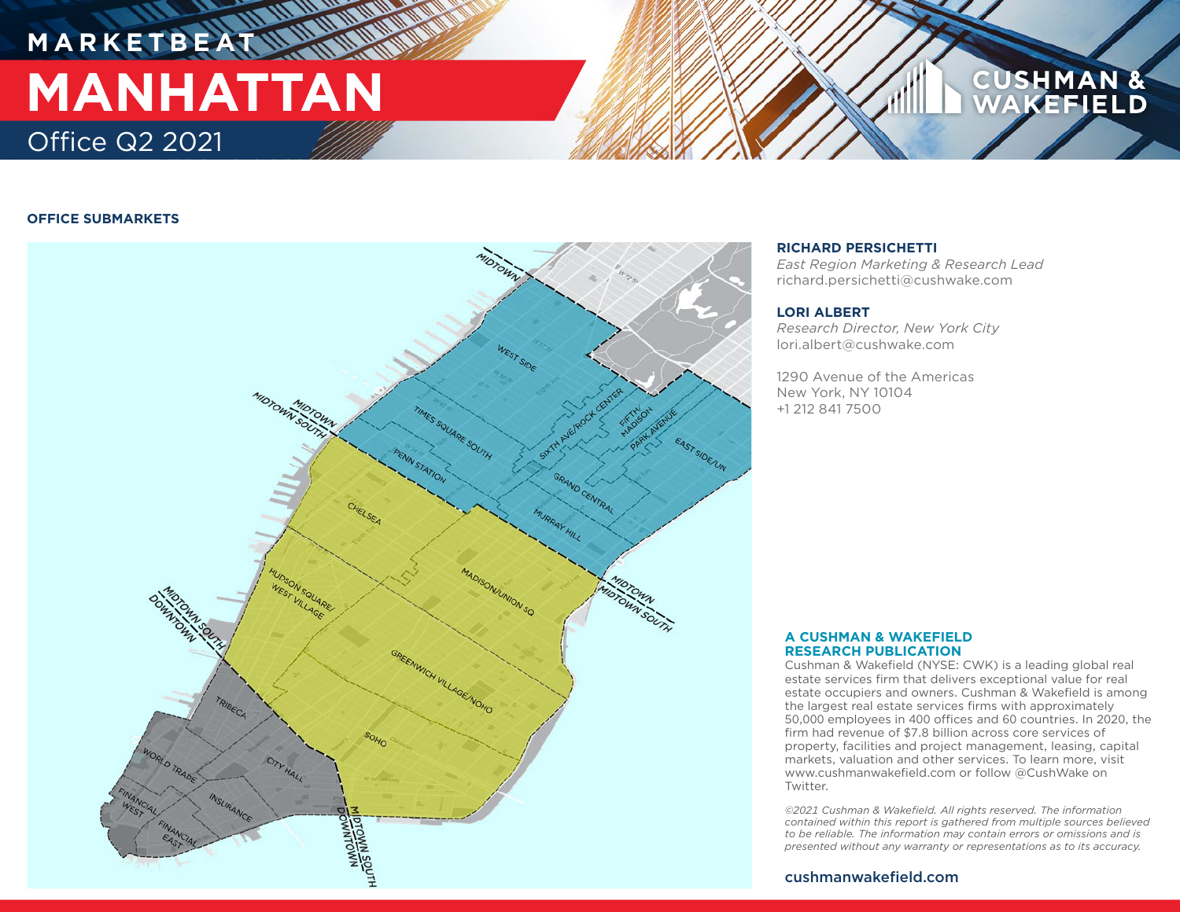# MARKETBEAT

# MANHATTAN

Office Q2 2021

CUSHMAN & WAKEFIELD

## OFFICE SUBMARKETS

MIDTOWN

WEST SIDE

TIMES SQUARE SOUTH

SIXTH AVE/ROCK CENTER

FIFTH MADISON

PARK AVENUE

EAST SIDE/UN

PENN STATION

GRAND CENTRAL

MURRAY HILL

MIDTOWN
MIDTOWN SOUTH

CHELSEA

HUDSON SQUARE/ WEST VILLAGE

MADISON/UNION SQ

GREENWICH VILLAGE/NOHO

SOHO

MIDTOWN SOUTH
DOWNTOWN

TRIBECA

WORLD TRADE

CITY HALL

INSURANCE

FINANCIAL WEST

FINANCIAL EAST

**RICHARD PERSICHETTI**
*East Region Marketing & Research Lead*
richard.persichetti@cushwake.com

**LORI ALBERT**
*Research Director, New York City*
lori.albert@cushwake.com

1290 Avenue of the Americas
New York, NY 10104
+1 212 841 7500

### A CUSHMAN & WAKEFIELD RESEARCH PUBLICATION

Cushman & Wakefield (NYSE: CWK) is a leading global real estate services firm that delivers exceptional value for real estate occupiers and owners. Cushman & Wakefield is among the largest real estate services firms with approximately 50,000 employees in 400 offices and 60 countries. In 2020, the firm had revenue of $7.8 billion across core services of property, facilities and project management, leasing, capital markets, valuation and other services. To learn more, visit www.cushmanwakefield.com or follow @CushWake on Twitter.

*©2021 Cushman & Wakefield. All rights reserved. The information contained within this report is gathered from multiple sources believed to be reliable. The information may contain errors or omissions and is presented without any warranty or representations as to its accuracy.*

cushmanwakefield.com